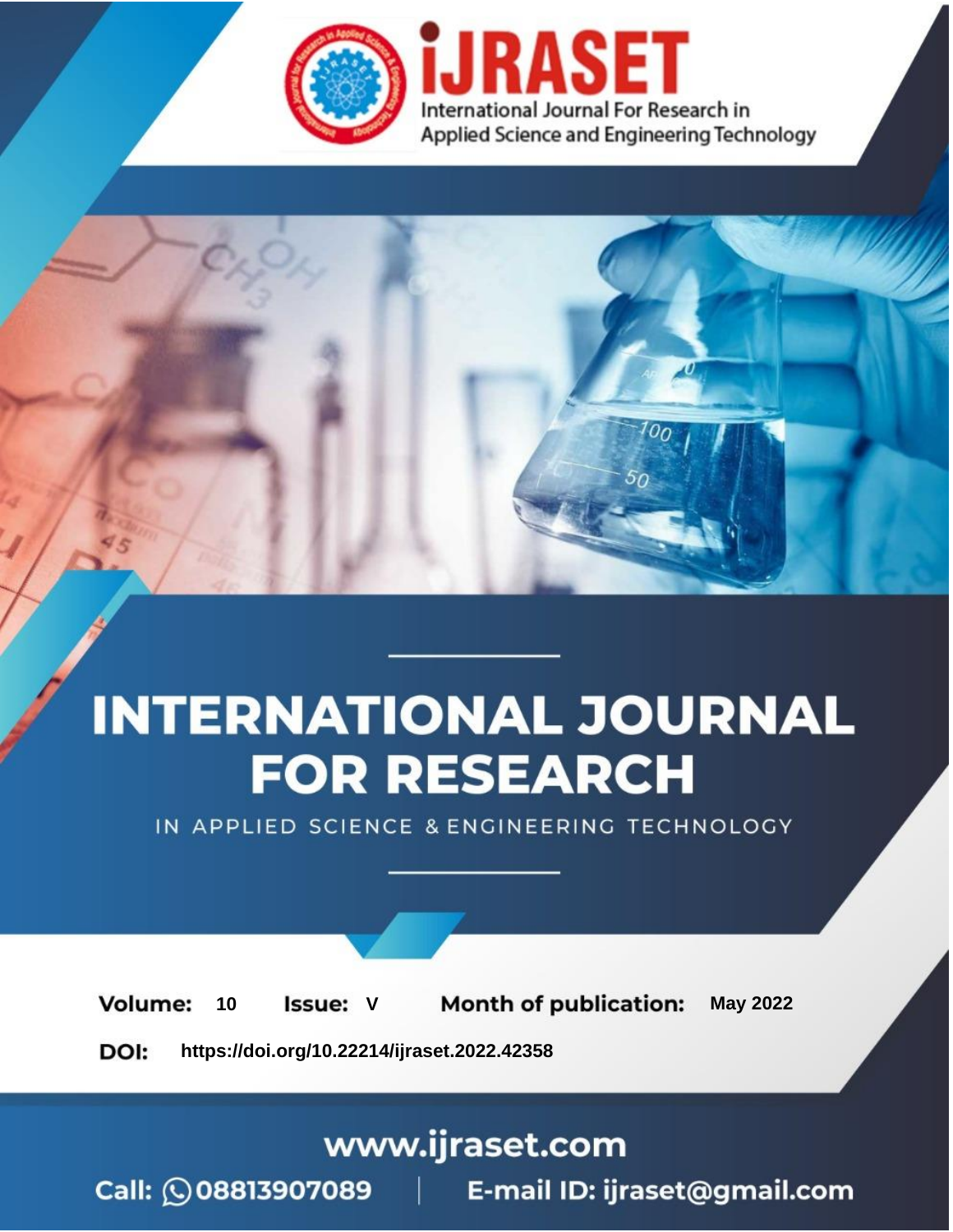# INTERNATIONAL JOURNAL FOR RESEARCH

IN APPLIED SCIENCE & ENGINEERING TECHNOLOGY

**Volume:** 10 **Issue:** V **Month of publication:** May 2022

**DOI:** https://doi.org/10.22214/ijraset.2022.42358

www.ijraset.com

Call: 08813907089 | E-mail ID: ijraset@gmail.com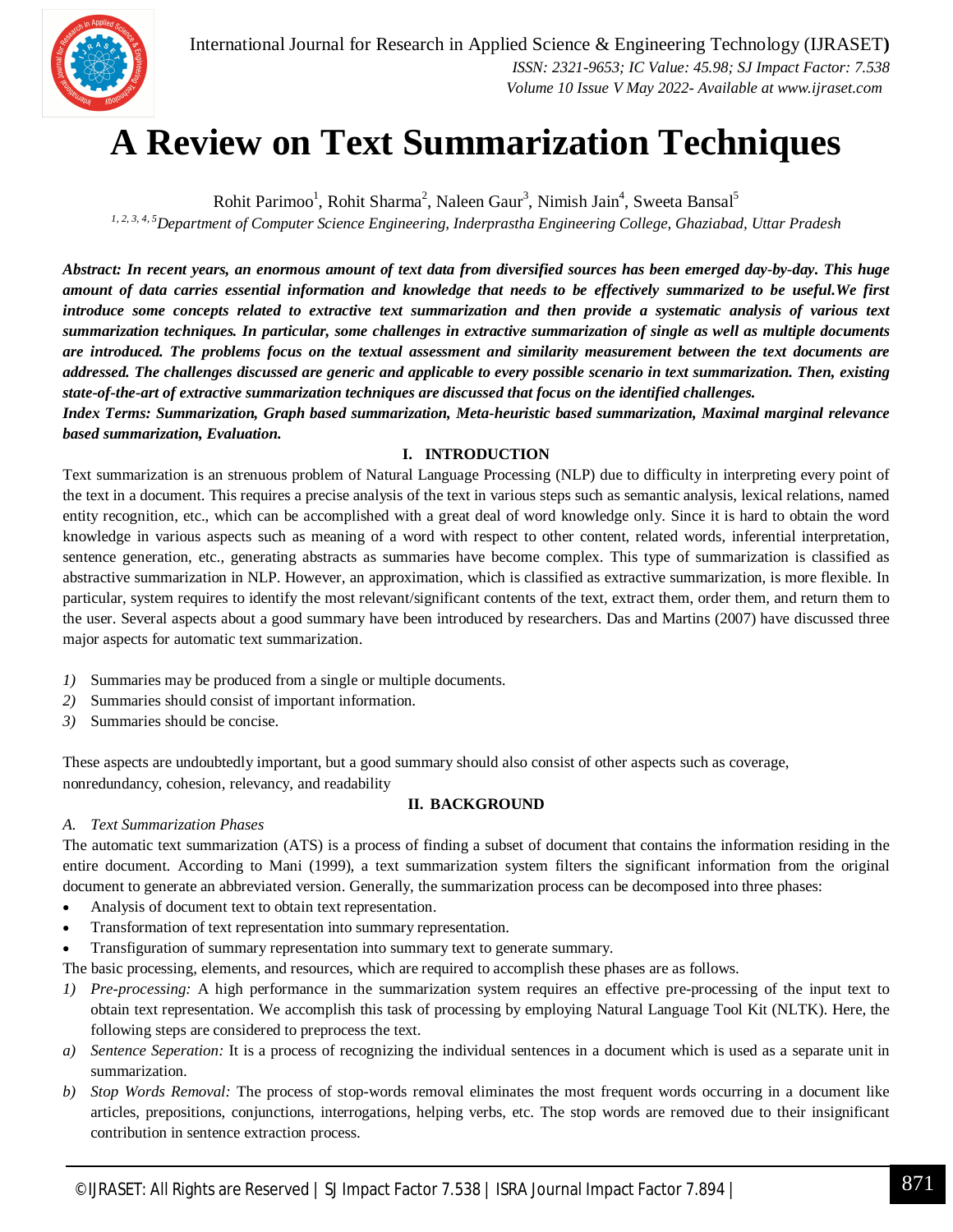# A Review on Text Summarization Techniques

Rohit Parimoo[1], Rohit Sharma[2], Naleen Gaur[3], Nimish Jain[4], Sweeta Bansal[5]

[1, 2, 3, 4, 5]*Department of Computer Science Engineering, Inderprastha Engineering College, Ghaziabad, Uttar Pradesh*

***Abstract:** In recent years, an enormous amount of text data from diversified sources has been emerged day-by-day. This huge amount of data carries essential information and knowledge that needs to be effectively summarized to be useful.We first introduce some concepts related to extractive text summarization and then provide a systematic analysis of various text summarization techniques. In particular, some challenges in extractive summarization of single as well as multiple documents are introduced. The problems focus on the textual assessment and similarity measurement between the text documents are addressed. The challenges discussed are generic and applicable to every possible scenario in text summarization. Then, existing state-of-the-art of extractive summarization techniques are discussed that focus on the identified challenges.*

***Index Terms:** Summarization, Graph based summarization, Meta-heuristic based summarization, Maximal marginal relevance based summarization, Evaluation.*

## I. INTRODUCTION

Text summarization is an strenuous problem of Natural Language Processing (NLP) due to difficulty in interpreting every point of the text in a document. This requires a precise analysis of the text in various steps such as semantic analysis, lexical relations, named entity recognition, etc., which can be accomplished with a great deal of word knowledge only. Since it is hard to obtain the word knowledge in various aspects such as meaning of a word with respect to other content, related words, inferential interpretation, sentence generation, etc., generating abstracts as summaries have become complex. This type of summarization is classified as abstractive summarization in NLP. However, an approximation, which is classified as extractive summarization, is more flexible. In particular, system requires to identify the most relevant/significant contents of the text, extract them, order them, and return them to the user. Several aspects about a good summary have been introduced by researchers. Das and Martins (2007) have discussed three major aspects for automatic text summarization.

1) Summaries may be produced from a single or multiple documents.
2) Summaries should consist of important information.
3) Summaries should be concise.

These aspects are undoubtedly important, but a good summary should also consist of other aspects such as coverage, nonredundancy, cohesion, relevancy, and readability

## II. BACKGROUND

### A. Text Summarization Phases

The automatic text summarization (ATS) is a process of finding a subset of document that contains the information residing in the entire document. According to Mani (1999), a text summarization system filters the significant information from the original document to generate an abbreviated version. Generally, the summarization process can be decomposed into three phases:

- Analysis of document text to obtain text representation.
- Transformation of text representation into summary representation.
- Transfiguration of summary representation into summary text to generate summary.

The basic processing, elements, and resources, which are required to accomplish these phases are as follows.

1) *Pre-processing:* A high performance in the summarization system requires an effective pre-processing of the input text to obtain text representation. We accomplish this task of processing by employing Natural Language Tool Kit (NLTK). Here, the following steps are considered to preprocess the text.

a) *Sentence Seperation:* It is a process of recognizing the individual sentences in a document which is used as a separate unit in summarization.

b) *Stop Words Removal:* The process of stop-words removal eliminates the most frequent words occurring in a document like articles, prepositions, conjunctions, interrogations, helping verbs, etc. The stop words are removed due to their insignificant contribution in sentence extraction process.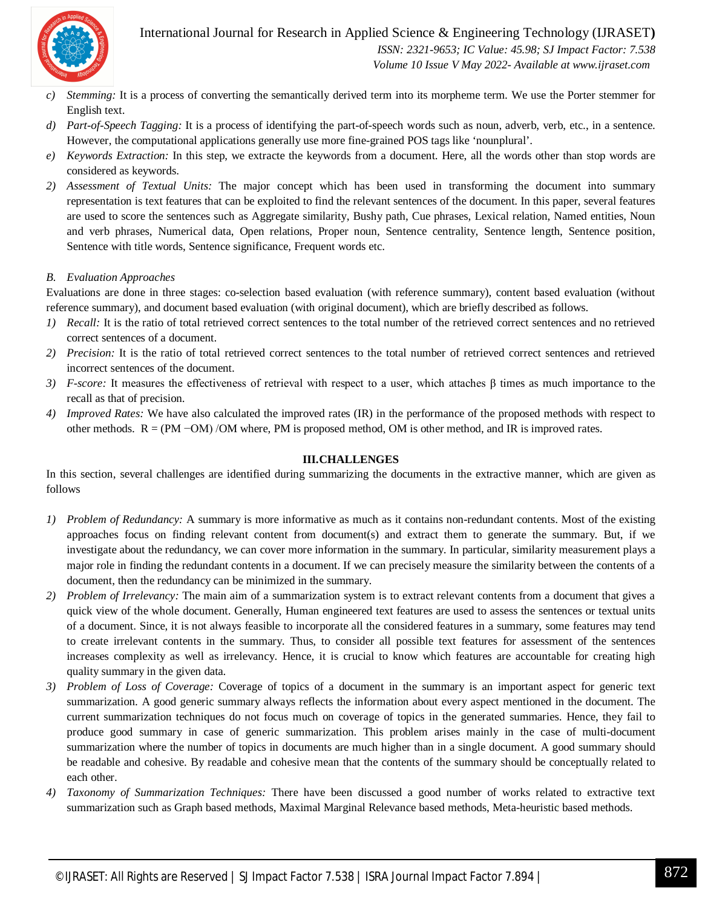c) *Stemming:* It is a process of converting the semantically derived term into its morpheme term. We use the Porter stemmer for English text.
d) *Part-of-Speech Tagging:* It is a process of identifying the part-of-speech words such as noun, adverb, verb, etc., in a sentence. However, the computational applications generally use more fine-grained POS tags like 'nounplural'.
e) *Keywords Extraction:* In this step, we extracte the keywords from a document. Here, all the words other than stop words are considered as keywords.

2) *Assessment of Textual Units:* The major concept which has been used in transforming the document into summary representation is text features that can be exploited to find the relevant sentences of the document. In this paper, several features are used to score the sentences such as Aggregate similarity, Bushy path, Cue phrases, Lexical relation, Named entities, Noun and verb phrases, Numerical data, Open relations, Proper noun, Sentence centrality, Sentence length, Sentence position, Sentence with title words, Sentence significance, Frequent words etc.

### B. Evaluation Approaches

Evaluations are done in three stages: co-selection based evaluation (with reference summary), content based evaluation (without reference summary), and document based evaluation (with original document), which are briefly described as follows.

1) *Recall:* It is the ratio of total retrieved correct sentences to the total number of the retrieved correct sentences and no retrieved correct sentences of a document.
2) *Precision:* It is the ratio of total retrieved correct sentences to the total number of retrieved correct sentences and retrieved incorrect sentences of the document.
3) *F-score:* It measures the effectiveness of retrieval with respect to a user, which attaches $\beta$ times as much importance to the recall as that of precision.
4) *Improved Rates:* We have also calculated the improved rates (IR) in the performance of the proposed methods with respect to other methods. $R = (PM - OM) / OM$ where, PM is proposed method, OM is other method, and IR is improved rates.

## III. CHALLENGES

In this section, several challenges are identified during summarizing the documents in the extractive manner, which are given as follows

1) *Problem of Redundancy:* A summary is more informative as much as it contains non-redundant contents. Most of the existing approaches focus on finding relevant content from document(s) and extract them to generate the summary. But, if we investigate about the redundancy, we can cover more information in the summary. In particular, similarity measurement plays a major role in finding the redundant contents in a document. If we can precisely measure the similarity between the contents of a document, then the redundancy can be minimized in the summary.
2) *Problem of Irrelevancy:* The main aim of a summarization system is to extract relevant contents from a document that gives a quick view of the whole document. Generally, Human engineered text features are used to assess the sentences or textual units of a document. Since, it is not always feasible to incorporate all the considered features in a summary, some features may tend to create irrelevant contents in the summary. Thus, to consider all possible text features for assessment of the sentences increases complexity as well as irrelevancy. Hence, it is crucial to know which features are accountable for creating high quality summary in the given data.
3) *Problem of Loss of Coverage:* Coverage of topics of a document in the summary is an important aspect for generic text summarization. A good generic summary always reflects the information about every aspect mentioned in the document. The current summarization techniques do not focus much on coverage of topics in the generated summaries. Hence, they fail to produce good summary in case of generic summarization. This problem arises mainly in the case of multi-document summarization where the number of topics in documents are much higher than in a single document. A good summary should be readable and cohesive. By readable and cohesive mean that the contents of the summary should be conceptually related to each other.
4) *Taxonomy of Summarization Techniques:* There have been discussed a good number of works related to extractive text summarization such as Graph based methods, Maximal Marginal Relevance based methods, Meta-heuristic based methods.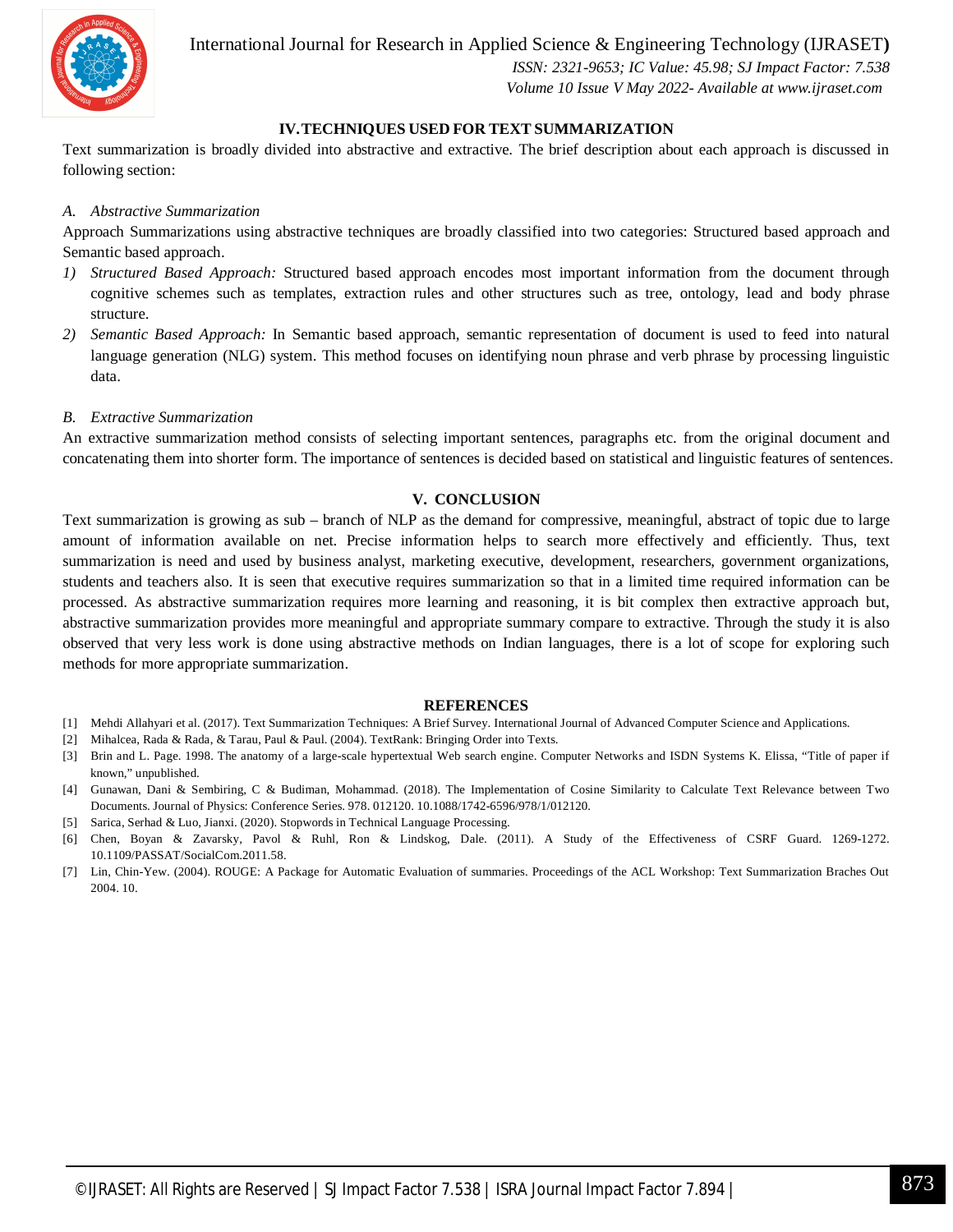## IV. TECHNIQUES USED FOR TEXT SUMMARIZATION

Text summarization is broadly divided into abstractive and extractive. The brief description about each approach is discussed in following section:

### *A. Abstractive Summarization*

Approach Summarizations using abstractive techniques are broadly classified into two categories: Structured based approach and Semantic based approach.

1) *Structured Based Approach:* Structured based approach encodes most important information from the document through cognitive schemes such as templates, extraction rules and other structures such as tree, ontology, lead and body phrase structure.
2) *Semantic Based Approach:* In Semantic based approach, semantic representation of document is used to feed into natural language generation (NLG) system. This method focuses on identifying noun phrase and verb phrase by processing linguistic data.

### *B. Extractive Summarization*

An extractive summarization method consists of selecting important sentences, paragraphs etc. from the original document and concatenating them into shorter form. The importance of sentences is decided based on statistical and linguistic features of sentences.

## V. CONCLUSION

Text summarization is growing as sub – branch of NLP as the demand for compressive, meaningful, abstract of topic due to large amount of information available on net. Precise information helps to search more effectively and efficiently. Thus, text summarization is need and used by business analyst, marketing executive, development, researchers, government organizations, students and teachers also. It is seen that executive requires summarization so that in a limited time required information can be processed. As abstractive summarization requires more learning and reasoning, it is bit complex then extractive approach but, abstractive summarization provides more meaningful and appropriate summary compare to extractive. Through the study it is also observed that very less work is done using abstractive methods on Indian languages, there is a lot of scope for exploring such methods for more appropriate summarization.

## REFERENCES

[1] Mehdi Allahyari et al. (2017). Text Summarization Techniques: A Brief Survey. International Journal of Advanced Computer Science and Applications.

[2] Mihalcea, Rada & Rada, & Tarau, Paul & Paul. (2004). TextRank: Bringing Order into Texts.

[3] Brin and L. Page. 1998. The anatomy of a large-scale hypertextual Web search engine. Computer Networks and ISDN Systems K. Elissa, "Title of paper if known," unpublished.

[4] Gunawan, Dani & Sembiring, C & Budiman, Mohammad. (2018). The Implementation of Cosine Similarity to Calculate Text Relevance between Two Documents. Journal of Physics: Conference Series. 978. 012120. 10.1088/1742-6596/978/1/012120.

[5] Sarica, Serhad & Luo, Jianxi. (2020). Stopwords in Technical Language Processing.

[6] Chen, Boyan & Zavarsky, Pavol & Ruhl, Ron & Lindskog, Dale. (2011). A Study of the Effectiveness of CSRF Guard. 1269-1272. 10.1109/PASSAT/SocialCom.2011.58.

[7] Lin, Chin-Yew. (2004). ROUGE: A Package for Automatic Evaluation of summaries. Proceedings of the ACL Workshop: Text Summarization Braches Out 2004. 10.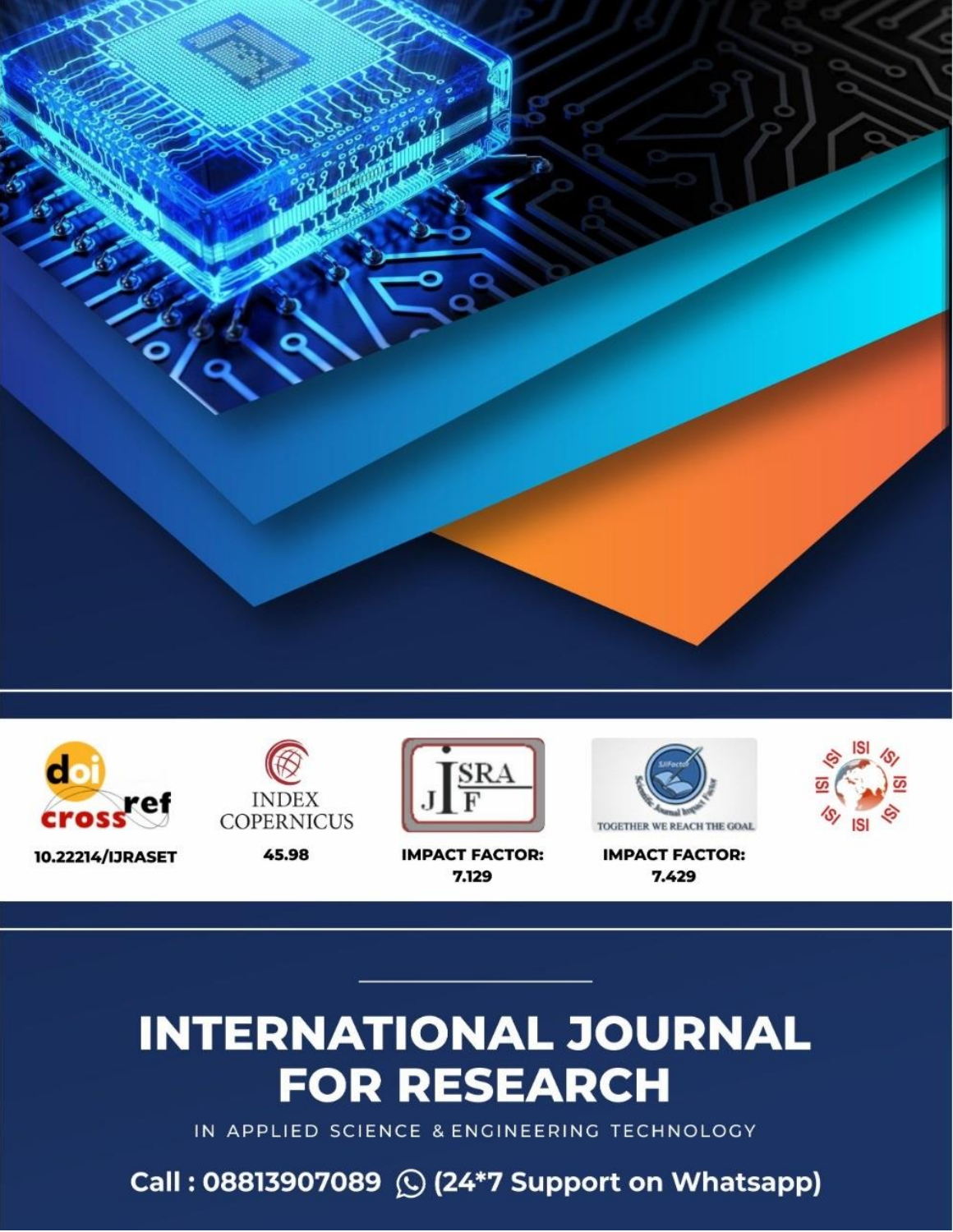10.22214/IJRASET

45.98

IMPACT FACTOR: 7.129

IMPACT FACTOR: 7.429

# INTERNATIONAL JOURNAL FOR RESEARCH

IN APPLIED SCIENCE & ENGINEERING TECHNOLOGY

Call : 08813907089 (24*7 Support on Whatsapp)